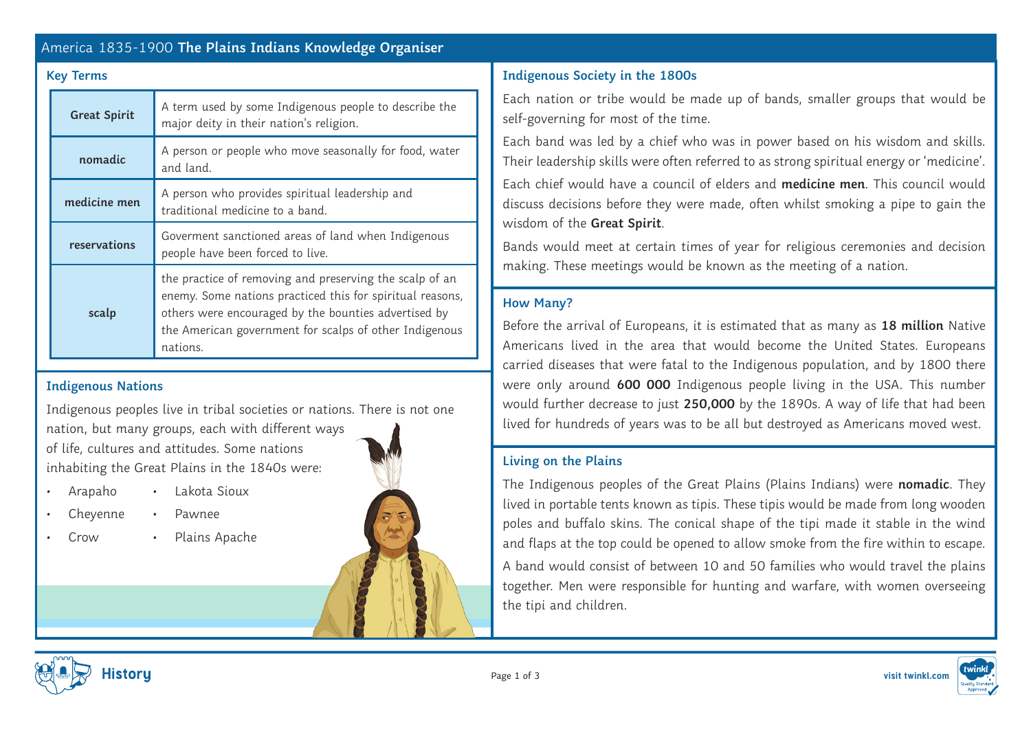# America 1835-1900 **The Plains Indians Knowledge Organiser**

## Key Terms

| | |
|---|---|
| **Great Spirit** | A term used by some Indigenous people to describe the major deity in their nation's religion. |
| **nomadic** | A person or people who move seasonally for food, water and land. |
| **medicine men** | A person who provides spiritual leadership and traditional medicine to a band. |
| **reservations** | Goverment sanctioned areas of land when Indigenous people have been forced to live. |
| **scalp** | the practice of removing and preserving the scalp of an enemy. Some nations practiced this for spiritual reasons, others were encouraged by the bounties advertised by the American government for scalps of other Indigenous nations. |

## Indigenous Nations

Indigenous peoples live in tribal societies or nations. There is not one nation, but many groups, each with different ways of life, cultures and attitudes. Some nations inhabiting the Great Plains in the 1840s were:

- Arapaho
- Cheyenne
- Crow
- Lakota Sioux
- Pawnee
- Plains Apache

## Indigenous Society in the 1800s

Each nation or tribe would be made up of bands, smaller groups that would be self-governing for most of the time.

Each band was led by a chief who was in power based on his wisdom and skills. Their leadership skills were often referred to as strong spiritual energy or 'medicine'.

Each chief would have a council of elders and **medicine men**. This council would discuss decisions before they were made, often whilst smoking a pipe to gain the wisdom of the **Great Spirit**.

Bands would meet at certain times of year for religious ceremonies and decision making. These meetings would be known as the meeting of a nation.

## How Many?

Before the arrival of Europeans, it is estimated that as many as **18 million** Native Americans lived in the area that would become the United States. Europeans carried diseases that were fatal to the Indigenous population, and by 1800 there were only around **600 000** Indigenous people living in the USA. This number would further decrease to just **250,000** by the 1890s. A way of life that had been lived for hundreds of years was to be all but destroyed as Americans moved west.

## Living on the Plains

The Indigenous peoples of the Great Plains (Plains Indians) were **nomadic**. They lived in portable tents known as tipis. These tipis would be made from long wooden poles and buffalo skins. The conical shape of the tipi made it stable in the wind and flaps at the top could be opened to allow smoke from the fire within to escape.

A band would consist of between 10 and 50 families who would travel the plains together. Men were responsible for hunting and warfare, with women overseeing the tipi and children.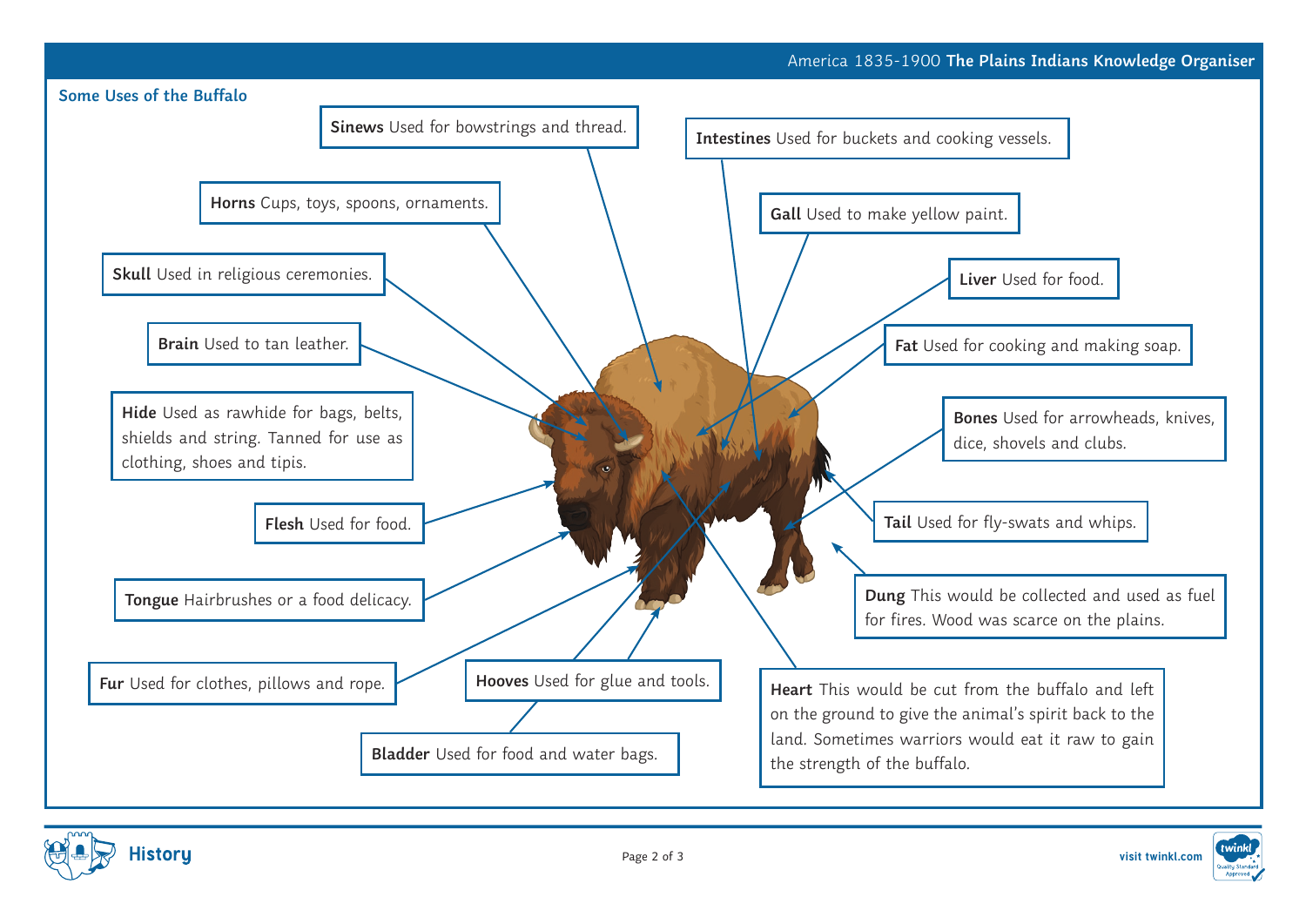## Some Uses of the Buffalo

**Sinews** Used for bowstrings and thread.

**Intestines** Used for buckets and cooking vessels.

**Horns** Cups, toys, spoons, ornaments.

**Gall** Used to make yellow paint.

**Skull** Used in religious ceremonies.

**Liver** Used for food.

**Brain** Used to tan leather.

**Fat** Used for cooking and making soap.

**Hide** Used as rawhide for bags, belts, shields and string. Tanned for use as clothing, shoes and tipis.

**Bones** Used for arrowheads, knives, dice, shovels and clubs.

**Flesh** Used for food.

**Tail** Used for fly-swats and whips.

**Tongue** Hairbrushes or a food delicacy.

**Dung** This would be collected and used as fuel for fires. Wood was scarce on the plains.

**Fur** Used for clothes, pillows and rope.

**Hooves** Used for glue and tools.

**Heart** This would be cut from the buffalo and left on the ground to give the animal's spirit back to the land. Sometimes warriors would eat it raw to gain the strength of the buffalo.

**Bladder** Used for food and water bags.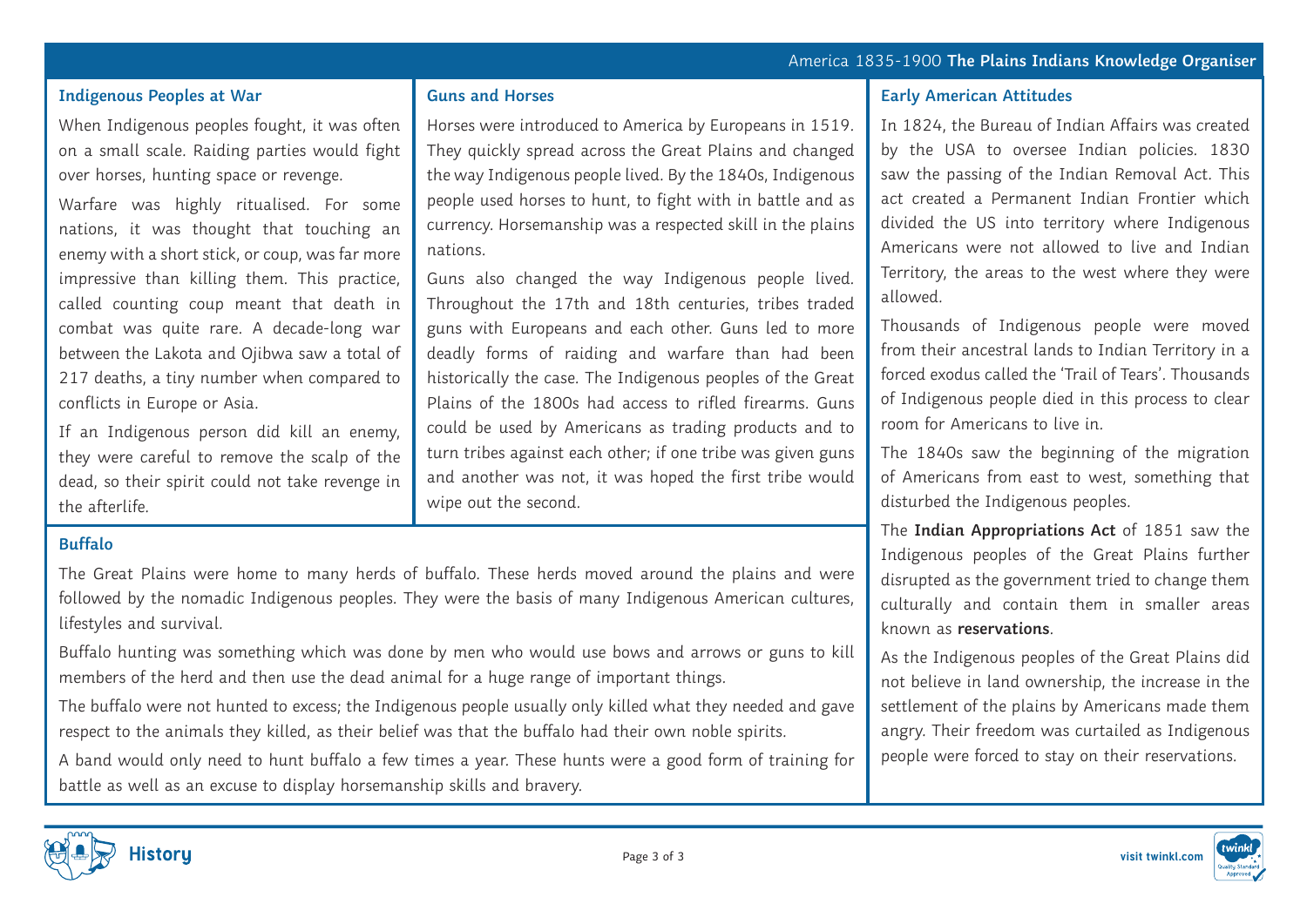## Indigenous Peoples at War

When Indigenous peoples fought, it was often on a small scale. Raiding parties would fight over horses, hunting space or revenge.

Warfare was highly ritualised. For some nations, it was thought that touching an enemy with a short stick, or coup, was far more impressive than killing them. This practice, called counting coup meant that death in combat was quite rare. A decade-long war between the Lakota and Ojibwa saw a total of 217 deaths, a tiny number when compared to conflicts in Europe or Asia.

If an Indigenous person did kill an enemy, they were careful to remove the scalp of the dead, so their spirit could not take revenge in the afterlife.

## Guns and Horses

Horses were introduced to America by Europeans in 1519. They quickly spread across the Great Plains and changed the way Indigenous people lived. By the 1840s, Indigenous people used horses to hunt, to fight with in battle and as currency. Horsemanship was a respected skill in the plains nations.

Guns also changed the way Indigenous people lived. Throughout the 17th and 18th centuries, tribes traded guns with Europeans and each other. Guns led to more deadly forms of raiding and warfare than had been historically the case. The Indigenous peoples of the Great Plains of the 1800s had access to rifled firearms. Guns could be used by Americans as trading products and to turn tribes against each other; if one tribe was given guns and another was not, it was hoped the first tribe would wipe out the second.

## Buffalo

The Great Plains were home to many herds of buffalo. These herds moved around the plains and were followed by the nomadic Indigenous peoples. They were the basis of many Indigenous American cultures, lifestyles and survival.

Buffalo hunting was something which was done by men who would use bows and arrows or guns to kill members of the herd and then use the dead animal for a huge range of important things.

The buffalo were not hunted to excess; the Indigenous people usually only killed what they needed and gave respect to the animals they killed, as their belief was that the buffalo had their own noble spirits.

A band would only need to hunt buffalo a few times a year. These hunts were a good form of training for battle as well as an excuse to display horsemanship skills and bravery.

## Early American Attitudes

In 1824, the Bureau of Indian Affairs was created by the USA to oversee Indian policies. 1830 saw the passing of the Indian Removal Act. This act created a Permanent Indian Frontier which divided the US into territory where Indigenous Americans were not allowed to live and Indian Territory, the areas to the west where they were allowed.

Thousands of Indigenous people were moved from their ancestral lands to Indian Territory in a forced exodus called the 'Trail of Tears'. Thousands of Indigenous people died in this process to clear room for Americans to live in.

The 1840s saw the beginning of the migration of Americans from east to west, something that disturbed the Indigenous peoples.

The **Indian Appropriations Act** of 1851 saw the Indigenous peoples of the Great Plains further disrupted as the government tried to change them culturally and contain them in smaller areas known as **reservations**.

As the Indigenous peoples of the Great Plains did not believe in land ownership, the increase in the settlement of the plains by Americans made them angry. Their freedom was curtailed as Indigenous people were forced to stay on their reservations.